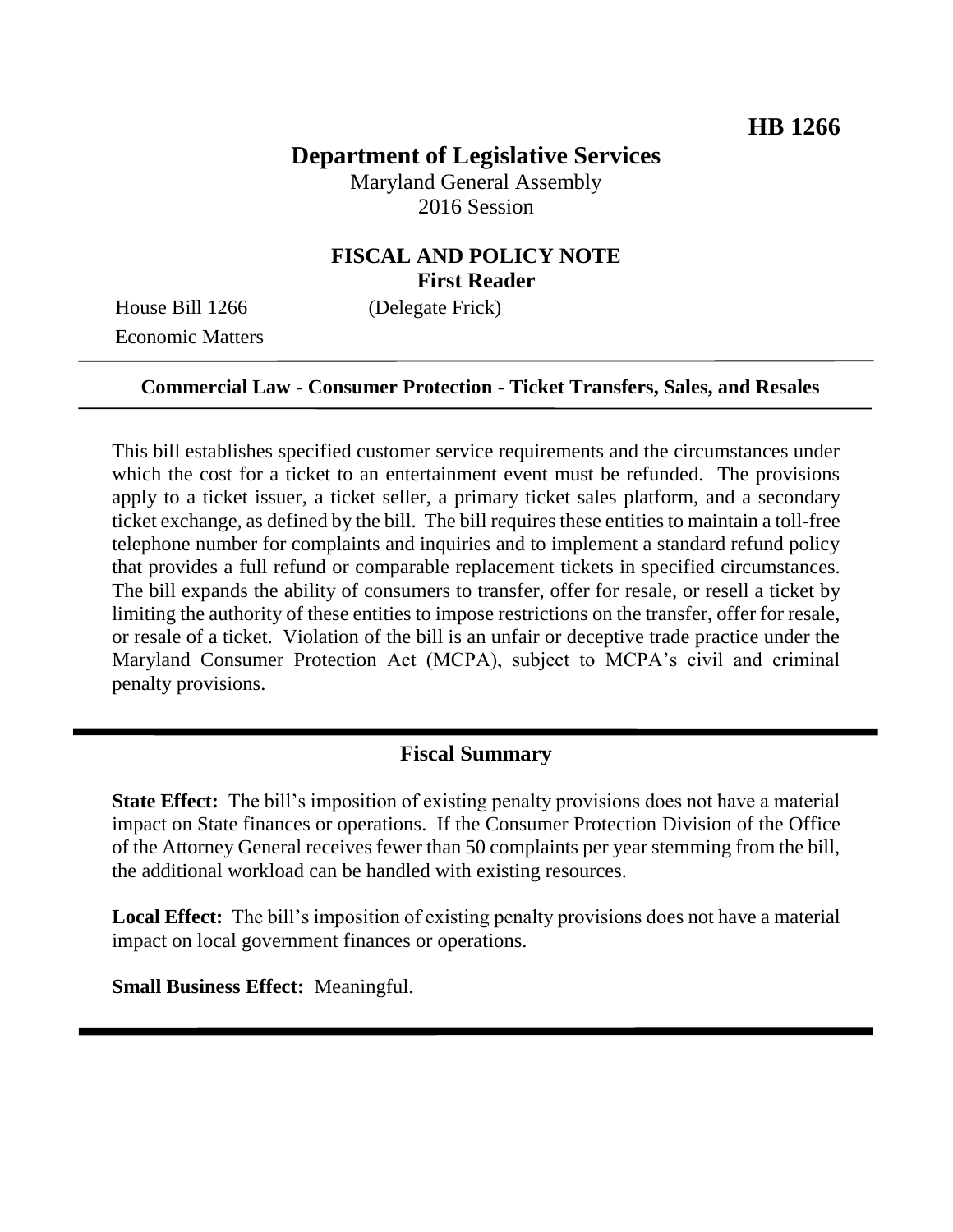**HB 1266**

# Department of Legislative Services

Maryland General Assembly
2016 Session

## FISCAL AND POLICY NOTE
**First Reader**

House Bill 1266 (Delegate Frick)
Economic Matters

---

**Commercial Law - Consumer Protection - Ticket Transfers, Sales, and Resales**

---

This bill establishes specified customer service requirements and the circumstances under which the cost for a ticket to an entertainment event must be refunded. The provisions apply to a ticket issuer, a ticket seller, a primary ticket sales platform, and a secondary ticket exchange, as defined by the bill. The bill requires these entities to maintain a toll-free telephone number for complaints and inquiries and to implement a standard refund policy that provides a full refund or comparable replacement tickets in specified circumstances. The bill expands the ability of consumers to transfer, offer for resale, or resell a ticket by limiting the authority of these entities to impose restrictions on the transfer, offer for resale, or resale of a ticket. Violation of the bill is an unfair or deceptive trade practice under the Maryland Consumer Protection Act (MCPA), subject to MCPA's civil and criminal penalty provisions.

---

## Fiscal Summary

**State Effect:** The bill's imposition of existing penalty provisions does not have a material impact on State finances or operations. If the Consumer Protection Division of the Office of the Attorney General receives fewer than 50 complaints per year stemming from the bill, the additional workload can be handled with existing resources.

**Local Effect:** The bill's imposition of existing penalty provisions does not have a material impact on local government finances or operations.

**Small Business Effect:** Meaningful.

---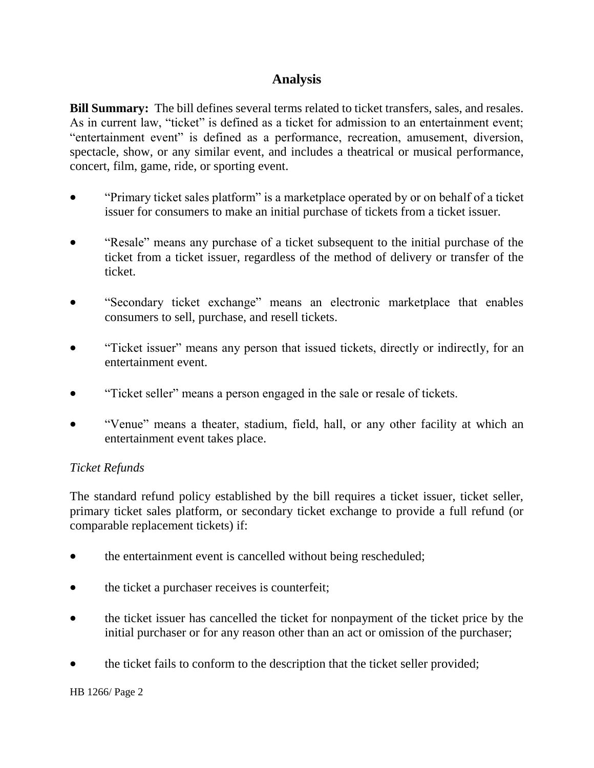## Analysis

**Bill Summary:** The bill defines several terms related to ticket transfers, sales, and resales. As in current law, "ticket" is defined as a ticket for admission to an entertainment event; "entertainment event" is defined as a performance, recreation, amusement, diversion, spectacle, show, or any similar event, and includes a theatrical or musical performance, concert, film, game, ride, or sporting event.

- "Primary ticket sales platform" is a marketplace operated by or on behalf of a ticket issuer for consumers to make an initial purchase of tickets from a ticket issuer.
- "Resale" means any purchase of a ticket subsequent to the initial purchase of the ticket from a ticket issuer, regardless of the method of delivery or transfer of the ticket.
- "Secondary ticket exchange" means an electronic marketplace that enables consumers to sell, purchase, and resell tickets.
- "Ticket issuer" means any person that issued tickets, directly or indirectly, for an entertainment event.
- "Ticket seller" means a person engaged in the sale or resale of tickets.
- "Venue" means a theater, stadium, field, hall, or any other facility at which an entertainment event takes place.

*Ticket Refunds*

The standard refund policy established by the bill requires a ticket issuer, ticket seller, primary ticket sales platform, or secondary ticket exchange to provide a full refund (or comparable replacement tickets) if:

- the entertainment event is cancelled without being rescheduled;
- the ticket a purchaser receives is counterfeit;
- the ticket issuer has cancelled the ticket for nonpayment of the ticket price by the initial purchaser or for any reason other than an act or omission of the purchaser;
- the ticket fails to conform to the description that the ticket seller provided;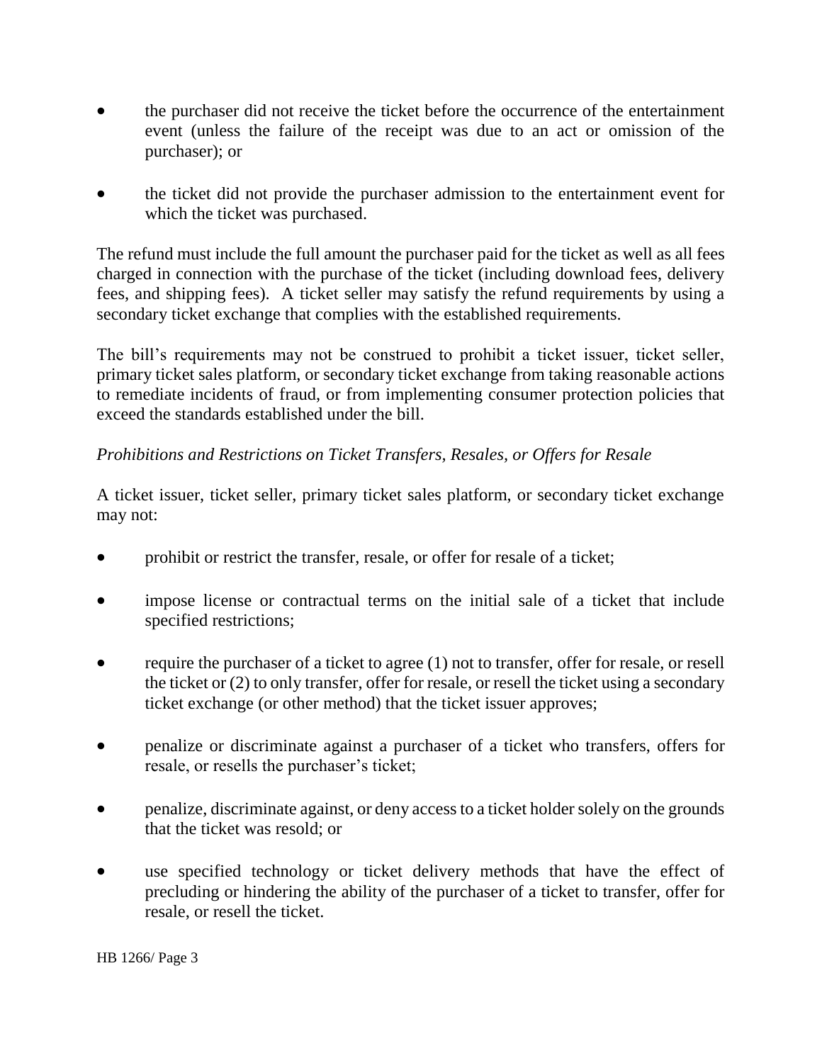- the purchaser did not receive the ticket before the occurrence of the entertainment event (unless the failure of the receipt was due to an act or omission of the purchaser); or
- the ticket did not provide the purchaser admission to the entertainment event for which the ticket was purchased.

The refund must include the full amount the purchaser paid for the ticket as well as all fees charged in connection with the purchase of the ticket (including download fees, delivery fees, and shipping fees). A ticket seller may satisfy the refund requirements by using a secondary ticket exchange that complies with the established requirements.

The bill's requirements may not be construed to prohibit a ticket issuer, ticket seller, primary ticket sales platform, or secondary ticket exchange from taking reasonable actions to remediate incidents of fraud, or from implementing consumer protection policies that exceed the standards established under the bill.

*Prohibitions and Restrictions on Ticket Transfers, Resales, or Offers for Resale*

A ticket issuer, ticket seller, primary ticket sales platform, or secondary ticket exchange may not:

- prohibit or restrict the transfer, resale, or offer for resale of a ticket;
- impose license or contractual terms on the initial sale of a ticket that include specified restrictions;
- require the purchaser of a ticket to agree (1) not to transfer, offer for resale, or resell the ticket or (2) to only transfer, offer for resale, or resell the ticket using a secondary ticket exchange (or other method) that the ticket issuer approves;
- penalize or discriminate against a purchaser of a ticket who transfers, offers for resale, or resells the purchaser's ticket;
- penalize, discriminate against, or deny access to a ticket holder solely on the grounds that the ticket was resold; or
- use specified technology or ticket delivery methods that have the effect of precluding or hindering the ability of the purchaser of a ticket to transfer, offer for resale, or resell the ticket.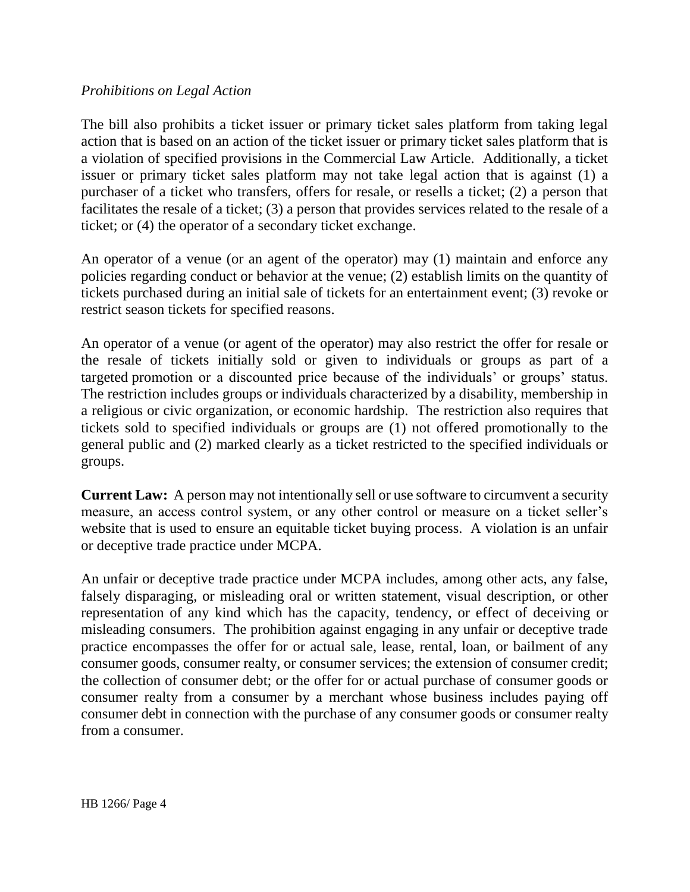*Prohibitions on Legal Action*

The bill also prohibits a ticket issuer or primary ticket sales platform from taking legal action that is based on an action of the ticket issuer or primary ticket sales platform that is a violation of specified provisions in the Commercial Law Article. Additionally, a ticket issuer or primary ticket sales platform may not take legal action that is against (1) a purchaser of a ticket who transfers, offers for resale, or resells a ticket; (2) a person that facilitates the resale of a ticket; (3) a person that provides services related to the resale of a ticket; or (4) the operator of a secondary ticket exchange.

An operator of a venue (or an agent of the operator) may (1) maintain and enforce any policies regarding conduct or behavior at the venue; (2) establish limits on the quantity of tickets purchased during an initial sale of tickets for an entertainment event; (3) revoke or restrict season tickets for specified reasons.

An operator of a venue (or agent of the operator) may also restrict the offer for resale or the resale of tickets initially sold or given to individuals or groups as part of a targeted promotion or a discounted price because of the individuals' or groups' status. The restriction includes groups or individuals characterized by a disability, membership in a religious or civic organization, or economic hardship. The restriction also requires that tickets sold to specified individuals or groups are (1) not offered promotionally to the general public and (2) marked clearly as a ticket restricted to the specified individuals or groups.

**Current Law:** A person may not intentionally sell or use software to circumvent a security measure, an access control system, or any other control or measure on a ticket seller's website that is used to ensure an equitable ticket buying process. A violation is an unfair or deceptive trade practice under MCPA.

An unfair or deceptive trade practice under MCPA includes, among other acts, any false, falsely disparaging, or misleading oral or written statement, visual description, or other representation of any kind which has the capacity, tendency, or effect of deceiving or misleading consumers. The prohibition against engaging in any unfair or deceptive trade practice encompasses the offer for or actual sale, lease, rental, loan, or bailment of any consumer goods, consumer realty, or consumer services; the extension of consumer credit; the collection of consumer debt; or the offer for or actual purchase of consumer goods or consumer realty from a consumer by a merchant whose business includes paying off consumer debt in connection with the purchase of any consumer goods or consumer realty from a consumer.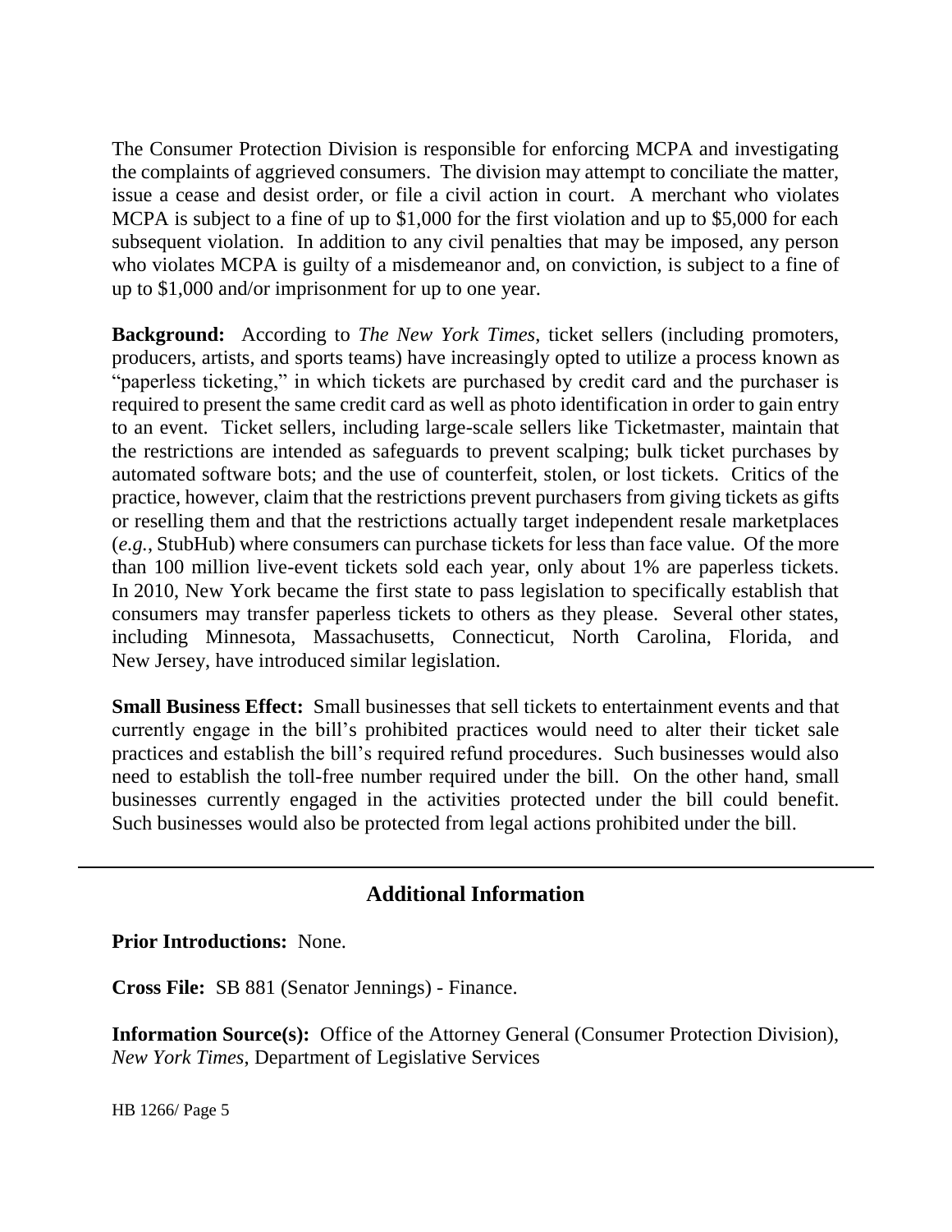The Consumer Protection Division is responsible for enforcing MCPA and investigating the complaints of aggrieved consumers. The division may attempt to conciliate the matter, issue a cease and desist order, or file a civil action in court. A merchant who violates MCPA is subject to a fine of up to $1,000 for the first violation and up to $5,000 for each subsequent violation. In addition to any civil penalties that may be imposed, any person who violates MCPA is guilty of a misdemeanor and, on conviction, is subject to a fine of up to $1,000 and/or imprisonment for up to one year.

**Background:** According to *The New York Times*, ticket sellers (including promoters, producers, artists, and sports teams) have increasingly opted to utilize a process known as "paperless ticketing," in which tickets are purchased by credit card and the purchaser is required to present the same credit card as well as photo identification in order to gain entry to an event. Ticket sellers, including large-scale sellers like Ticketmaster, maintain that the restrictions are intended as safeguards to prevent scalping; bulk ticket purchases by automated software bots; and the use of counterfeit, stolen, or lost tickets. Critics of the practice, however, claim that the restrictions prevent purchasers from giving tickets as gifts or reselling them and that the restrictions actually target independent resale marketplaces (*e.g.*, StubHub) where consumers can purchase tickets for less than face value. Of the more than 100 million live-event tickets sold each year, only about 1% are paperless tickets. In 2010, New York became the first state to pass legislation to specifically establish that consumers may transfer paperless tickets to others as they please. Several other states, including Minnesota, Massachusetts, Connecticut, North Carolina, Florida, and New Jersey, have introduced similar legislation.

**Small Business Effect:** Small businesses that sell tickets to entertainment events and that currently engage in the bill's prohibited practices would need to alter their ticket sale practices and establish the bill's required refund procedures. Such businesses would also need to establish the toll-free number required under the bill. On the other hand, small businesses currently engaged in the activities protected under the bill could benefit. Such businesses would also be protected from legal actions prohibited under the bill.

## Additional Information

**Prior Introductions:** None.

**Cross File:** SB 881 (Senator Jennings) - Finance.

**Information Source(s):** Office of the Attorney General (Consumer Protection Division), *New York Times*, Department of Legislative Services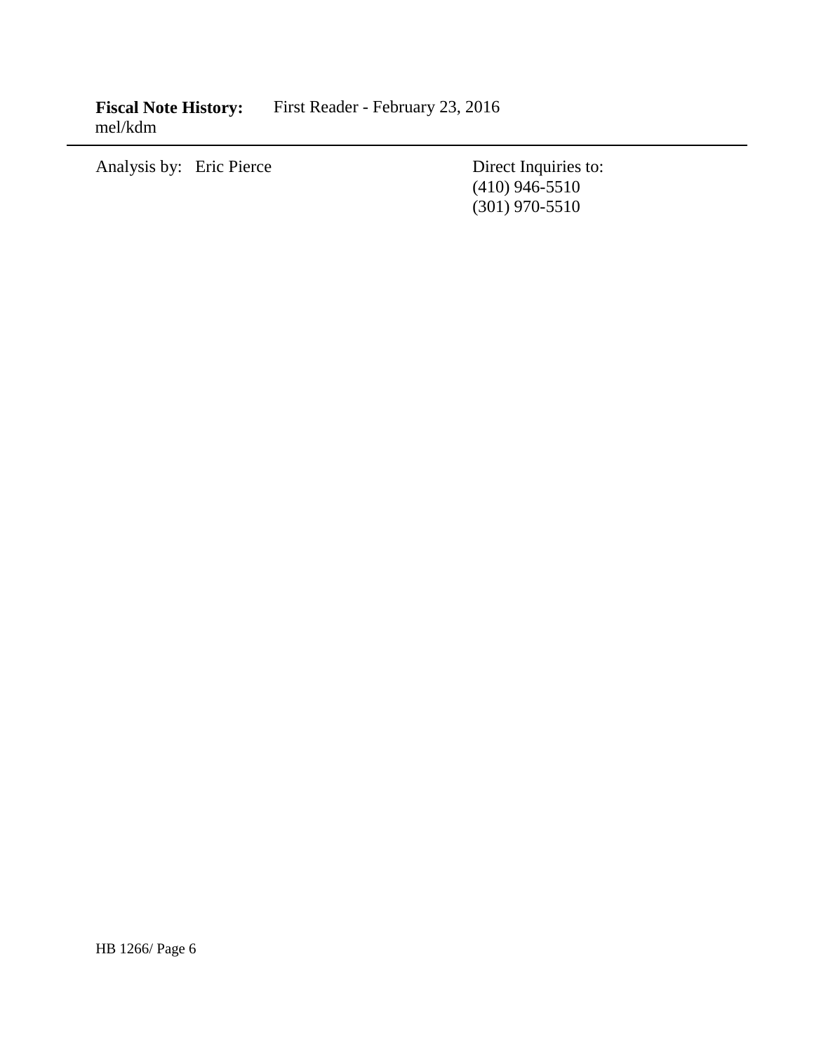**Fiscal Note History:** First Reader - February 23, 2016
mel/kdm

---

Analysis by: Eric Pierce

Direct Inquiries to:
(410) 946-5510
(301) 970-5510